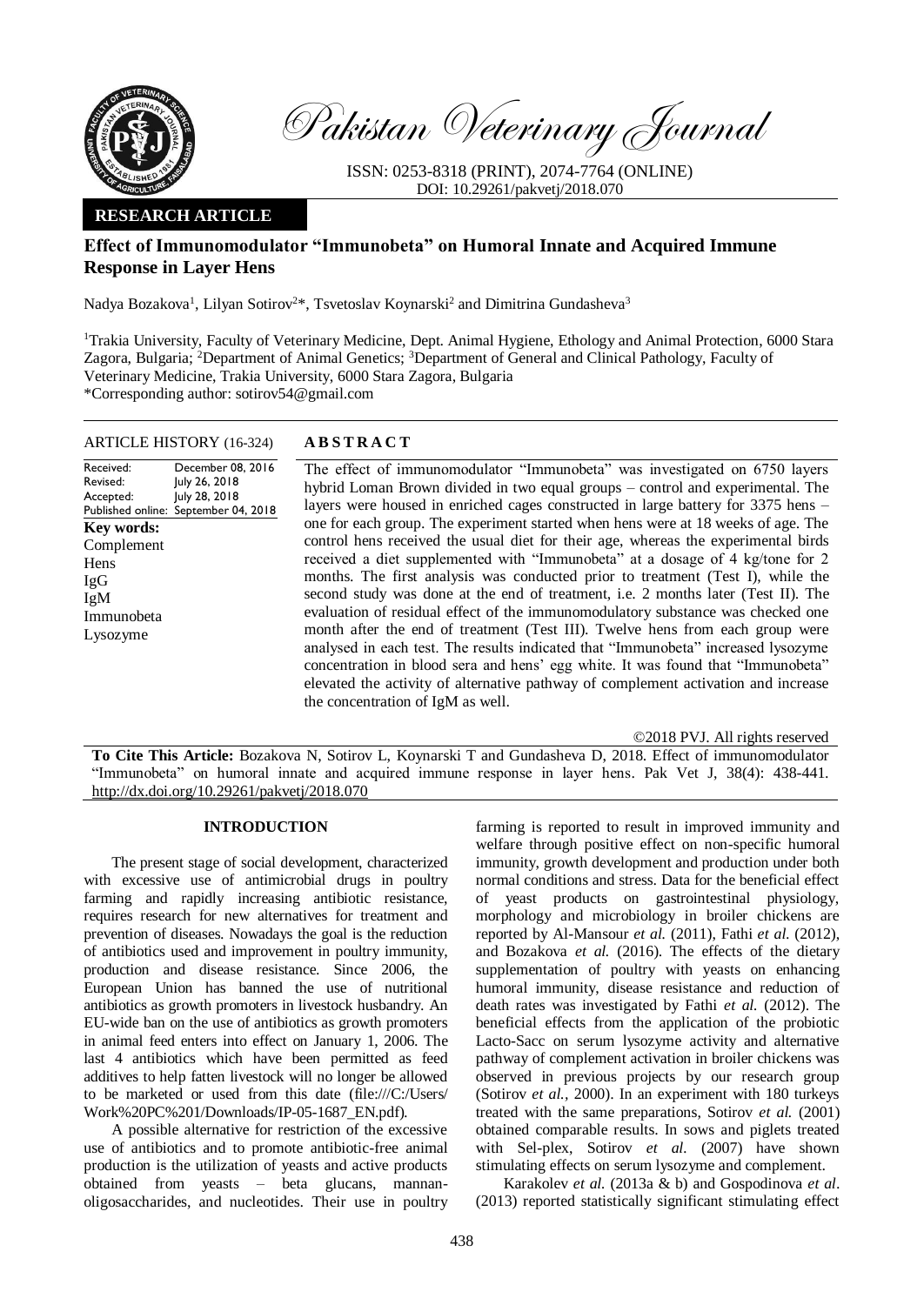**RESEARCH ARTICLE**

# Effect of Immunomodulator "Immunobeta" on Humoral Innate and Acquired Immune Response in Layer Hens

Nadya Bozakova[1], Lilyan Sotirov[2]*, Tsvetoslav Koynarski[2] and Dimitrina Gundasheva[3]

[1]Trakia University, Faculty of Veterinary Medicine, Dept. Animal Hygiene, Ethology and Animal Protection, 6000 Stara Zagora, Bulgaria; [2]Department of Animal Genetics; [3]Department of General and Clinical Pathology, Faculty of Veterinary Medicine, Trakia University, 6000 Stara Zagora, Bulgaria
*Corresponding author: sotirov54@gmail.com

**ARTICLE HISTORY** (16-324)

| | |
|---|---|
| Received: | December 08, 2016 |
| Revised: | July 26, 2018 |
| Accepted: | July 28, 2018 |
| Published online: | September 04, 2018 |

**Key words:**
Complement
Hens
IgG
IgM
Immunobeta
Lysozyme

## ABSTRACT

The effect of immunomodulator "Immunobeta" was investigated on 6750 layers hybrid Loman Brown divided in two equal groups – control and experimental. The layers were housed in enriched cages constructed in large battery for 3375 hens – one for each group. The experiment started when hens were at 18 weeks of age. The control hens received the usual diet for their age, whereas the experimental birds received a diet supplemented with "Immunobeta" at a dosage of 4 kg/tone for 2 months. The first analysis was conducted prior to treatment (Test I), while the second study was done at the end of treatment, i.e. 2 months later (Test II). The evaluation of residual effect of the immunomodulatory substance was checked one month after the end of treatment (Test III). Twelve hens from each group were analysed in each test. The results indicated that "Immunobeta" increased lysozyme concentration in blood sera and hens' egg white. It was found that "Immunobeta" elevated the activity of alternative pathway of complement activation and increase the concentration of IgM as well.

©2018 PVJ. All rights reserved

**To Cite This Article:** Bozakova N, Sotirov L, Koynarski T and Gundasheva D, 2018. Effect of immunomodulator "Immunobeta" on humoral innate and acquired immune response in layer hens. Pak Vet J, 38(4): 438-441. http://dx.doi.org/10.29261/pakvetj/2018.070

## INTRODUCTION

The present stage of social development, characterized with excessive use of antimicrobial drugs in poultry farming and rapidly increasing antibiotic resistance, requires research for new alternatives for treatment and prevention of diseases. Nowadays the goal is the reduction of antibiotics used and improvement in poultry immunity, production and disease resistance. Since 2006, the European Union has banned the use of nutritional antibiotics as growth promoters in livestock husbandry. An EU-wide ban on the use of antibiotics as growth promoters in animal feed enters into effect on January 1, 2006. The last 4 antibiotics which have been permitted as feed additives to help fatten livestock will no longer be allowed to be marketed or used from this date (file:///C:/Users/Work%20PC%201/Downloads/IP-05-1687_EN.pdf).

A possible alternative for restriction of the excessive use of antibiotics and to promote antibiotic-free animal production is the utilization of yeasts and active products obtained from yeasts – beta glucans, mannan-oligosaccharides, and nucleotides. Their use in poultry farming is reported to result in improved immunity and welfare through positive effect on non-specific humoral immunity, growth development and production under both normal conditions and stress. Data for the beneficial effect of yeast products on gastrointestinal physiology, morphology and microbiology in broiler chickens are reported by Al-Mansour *et al.* (2011), Fathi *et al.* (2012), and Bozakova *et al.* (2016). The effects of the dietary supplementation of poultry with yeasts on enhancing humoral immunity, disease resistance and reduction of death rates was investigated by Fathi *et al.* (2012). The beneficial effects from the application of the probiotic Lacto-Sacc on serum lysozyme activity and alternative pathway of complement activation in broiler chickens was observed in previous projects by our research group (Sotirov *et al.,* 2000). In an experiment with 180 turkeys treated with the same preparations, Sotirov *et al.* (2001) obtained comparable results. In sows and piglets treated with Sel-plex, Sotirov *et al.* (2007) have shown stimulating effects on serum lysozyme and complement.

Karakolev *et al.* (2013a & b) and Gospodinova *et al*. (2013) reported statistically significant stimulating effect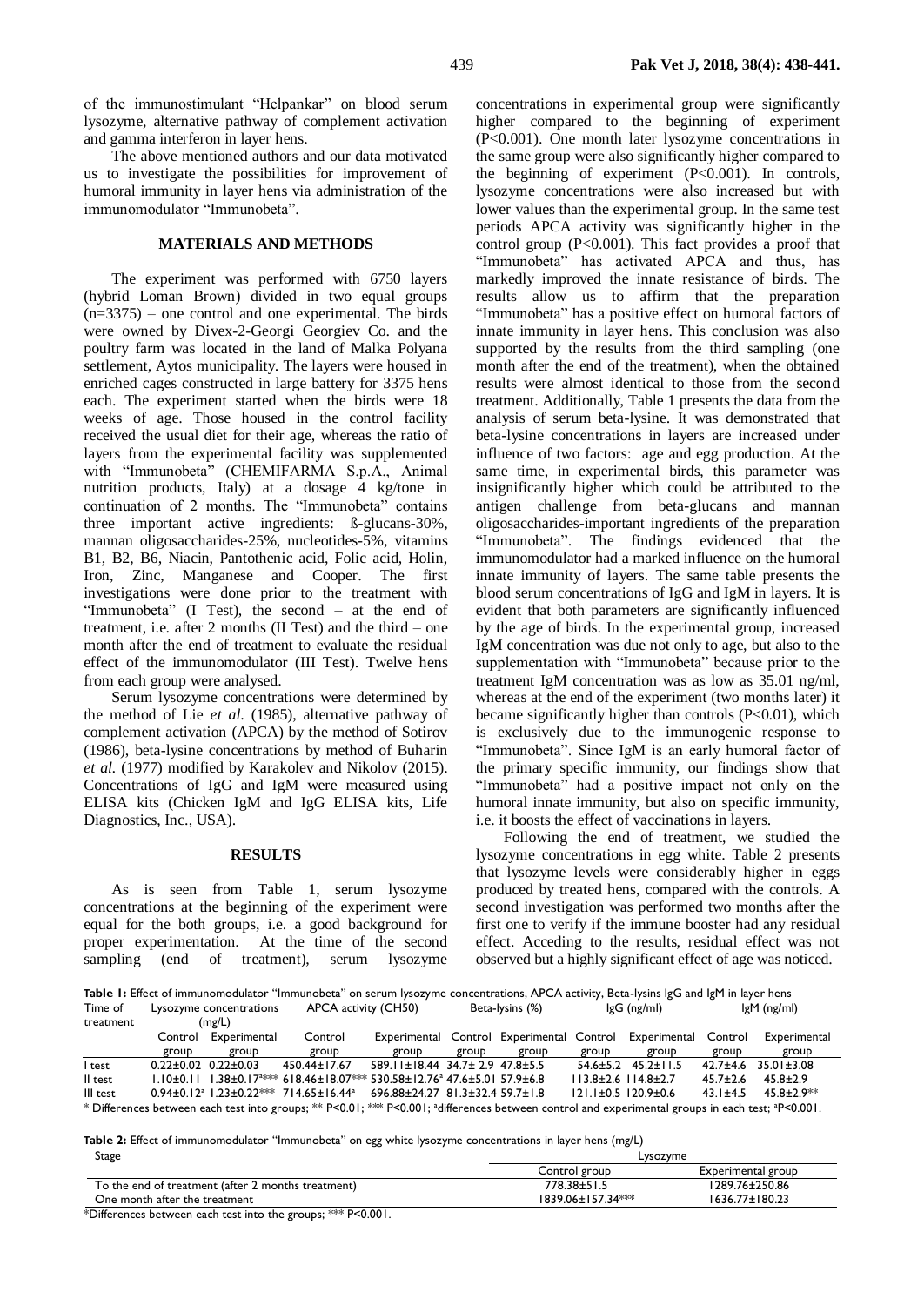of the immunostimulant "Helpankar" on blood serum lysozyme, alternative pathway of complement activation and gamma interferon in layer hens.

The above mentioned authors and our data motivated us to investigate the possibilities for improvement of humoral immunity in layer hens via administration of the immunomodulator "Immunobeta".

## MATERIALS AND METHODS

The experiment was performed with 6750 layers (hybrid Loman Brown) divided in two equal groups (n=3375) – one control and one experimental. The birds were owned by Divex-2-Georgi Georgiev Co. and the poultry farm was located in the land of Malka Polyana settlement, Aytos municipality. The layers were housed in enriched cages constructed in large battery for 3375 hens each. The experiment started when the birds were 18 weeks of age. Those housed in the control facility received the usual diet for their age, whereas the ratio of layers from the experimental facility was supplemented with "Immunobeta" (CHEMIFARMA S.p.A., Animal nutrition products, Italy) at a dosage 4 kg/tone in continuation of 2 months. The "Immunobeta" contains three important active ingredients: ß-glucans-30%, mannan oligosaccharides-25%, nucleotides-5%, vitamins B1, B2, B6, Niacin, Pantothenic acid, Folic acid, Holin, Iron, Zinc, Manganese and Cooper. The first investigations were done prior to the treatment with "Immunobeta" (I Test), the second – at the end of treatment, i.e. after 2 months (II Test) and the third – one month after the end of treatment to evaluate the residual effect of the immunomodulator (III Test). Twelve hens from each group were analysed.

Serum lysozyme concentrations were determined by the method of Lie *et al.* (1985), alternative pathway of complement activation (APCA) by the method of Sotirov (1986), beta-lysine concentrations by method of Buharin *et al.* (1977) modified by Karakolev and Nikolov (2015). Concentrations of IgG and IgM were measured using ELISA kits (Chicken IgM and IgG ELISA kits, Life Diagnostics, Inc., USA).

## RESULTS

As is seen from Table 1, serum lysozyme concentrations at the beginning of the experiment were equal for the both groups, i.e. a good background for proper experimentation. At the time of the second sampling (end of treatment), serum lysozyme concentrations in experimental group were significantly higher compared to the beginning of experiment (P<0.001). One month later lysozyme concentrations in the same group were also significantly higher compared to the beginning of experiment (P<0.001). In controls, lysozyme concentrations were also increased but with lower values than the experimental group. In the same test periods APCA activity was significantly higher in the control group (P<0.001). This fact provides a proof that "Immunobeta" has activated APCA and thus, has markedly improved the innate resistance of birds. The results allow us to affirm that the preparation "Immunobeta" has a positive effect on humoral factors of innate immunity in layer hens. This conclusion was also supported by the results from the third sampling (one month after the end of the treatment), when the obtained results were almost identical to those from the second treatment. Additionally, Table 1 presents the data from the analysis of serum beta-lysine. It was demonstrated that beta-lysine concentrations in layers are increased under influence of two factors: age and egg production. At the same time, in experimental birds, this parameter was insignificantly higher which could be attributed to the antigen challenge from beta-glucans and mannan oligosaccharides-important ingredients of the preparation "Immunobeta". The findings evidenced that the immunomodulator had a marked influence on the humoral innate immunity of layers. The same table presents the blood serum concentrations of IgG and IgM in layers. It is evident that both parameters are significantly influenced by the age of birds. In the experimental group, increased IgM concentration was due not only to age, but also to the supplementation with "Immunobeta" because prior to the treatment IgM concentration was as low as 35.01 ng/ml, whereas at the end of the experiment (two months later) it became significantly higher than controls (P<0.01), which is exclusively due to the immunogenic response to "Immunobeta". Since IgM is an early humoral factor of the primary specific immunity, our findings show that "Immunobeta" had a positive impact not only on the humoral innate immunity, but also on specific immunity, i.e. it boosts the effect of vaccinations in layers.

Following the end of treatment, we studied the lysozyme concentrations in egg white. Table 2 presents that lysozyme levels were considerably higher in eggs produced by treated hens, compared with the controls. A second investigation was performed two months after the first one to verify if the immune booster had any residual effect. Acceding to the results, residual effect was not observed but a highly significant effect of age was noticed.

**Table 1:** Effect of immunomodulator "Immunobeta" on serum lysozyme concentrations, APCA activity, Beta-lysins IgG and IgM in layer hens

| Time of treatment | Lysozyme concentrations (mg/L) | | APCA activity (CH50) | | Beta-lysins (%) | | IgG (ng/ml) | | IgM (ng/ml) | |
|---|---|---|---|---|---|---|---|---|---|---|
| | Control group | Experimental group | Control group | Experimental group | Control group | Experimental group | Control group | Experimental group | Control group | Experimental group |
| I test | 0.22±0.02 | 0.22±0.03 | 450.44±17.67 | 589.11±18.44 | 34.7± 2.9 | 47.8±5.5 | 54.6±5.2 | 45.2±11.5 | 42.7±4.6 | 35.01±3.08 |
| II test | 1.10±0.11 | 1.38±0.17[a]*** | 618.46±18.07*** | 530.58±12.76[a] | 47.6±5.01 | 57.9±6.8 | 113.8±2.6 | 114.8±2.7 | 45.7±2.6 | 45.8±2.9 |
| III test | 0.94±0.12[a] | 1.23±0.22*** | 714.65±16.44[a] | 696.88±24.27 | 81.3±32.4 | 59.7±1.8 | 121.1±0.5 | 120.9±0.6 | 43.1±4.5 | 45.8±2.9** |

* Differences between each test into groups; ** P<0.01; *** P<0.001; [a]differences between control and experimental groups in each test; [a]P<0.001.

**Table 2:** Effect of immunomodulator "Immunobeta" on egg white lysozyme concentrations in layer hens (mg/L)

| Stage | Lysozyme | |
|---|---|---|
| | Control group | Experimental group |
| To the end of treatment (after 2 months treatment) | 778.38±51.5 | 1289.76±250.86 |
| One month after the treatment | 1839.06±157.34*** | 1636.77±180.23 |

*Differences between each test into the groups; *** P<0.001.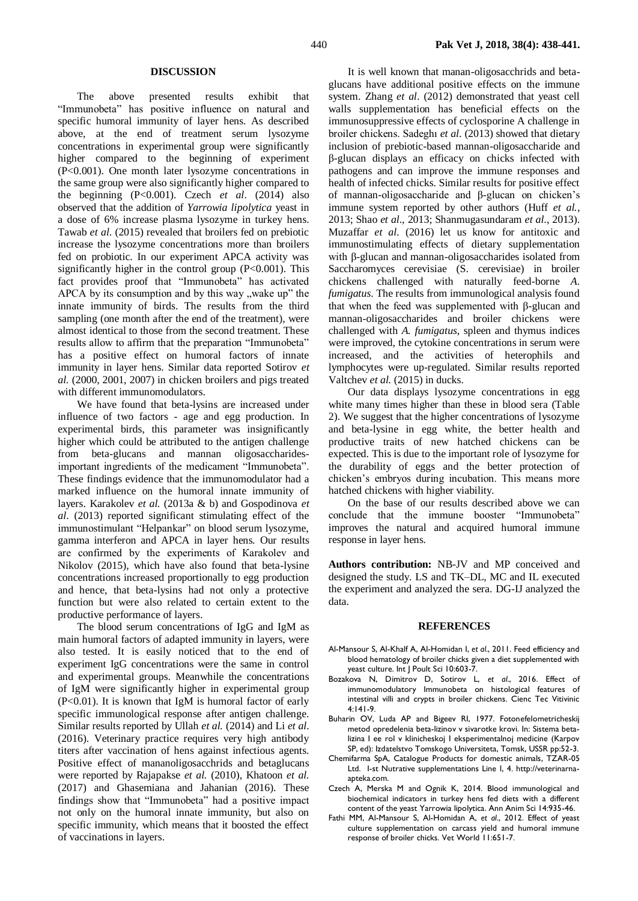## DISCUSSION

The above presented results exhibit that "Immunobeta" has positive influence on natural and specific humoral immunity of layer hens. As described above, at the end of treatment serum lysozyme concentrations in experimental group were significantly higher compared to the beginning of experiment (P<0.001). One month later lysozyme concentrations in the same group were also significantly higher compared to the beginning (P<0.001). Czech *et al*. (2014) also observed that the addition of *Yarrowia lipolytica* yeast in a dose of 6% increase plasma lysozyme in turkey hens. Tawab *et al.* (2015) revealed that broilers fed on prebiotic increase the lysozyme concentrations more than broilers fed on probiotic. In our experiment APCA activity was significantly higher in the control group (P<0.001). This fact provides proof that "Immunobeta" has activated APCA by its consumption and by this way „wake up" the innate immunity of birds. The results from the third sampling (one month after the end of the treatment), were almost identical to those from the second treatment. These results allow to affirm that the preparation "Immunobeta" has a positive effect on humoral factors of innate immunity in layer hens. Similar data reported Sotirov *et al.* (2000, 2001, 2007) in chicken broilers and pigs treated with different immunomodulators.

We have found that beta-lysins are increased under influence of two factors - age and egg production. In experimental birds, this parameter was insignificantly higher which could be attributed to the antigen challenge from beta-glucans and mannan oligosaccharides-important ingredients of the medicament "Immunobeta". These findings evidence that the immunomodulator had a marked influence on the humoral innate immunity of layers. Karakolev *et al.* (2013a & b) and Gospodinova *et al*. (2013) reported significant stimulating effect of the immunostimulant "Helpankar" on blood serum lysozyme, gamma interferon and APCA in layer hens. Our results are confirmed by the experiments of Karakolev and Nikolov (2015), which have also found that beta-lysine concentrations increased proportionally to egg production and hence, that beta-lysins had not only a protective function but were also related to certain extent to the productive performance of layers.

The blood serum concentrations of IgG and IgM as main humoral factors of adapted immunity in layers, were also tested. It is easily noticed that to the end of experiment IgG concentrations were the same in control and experimental groups. Meanwhile the concentrations of IgM were significantly higher in experimental group (P<0.01). It is known that IgM is humoral factor of early specific immunological response after antigen challenge. Similar results reported by Ullah *et al.* (2014) and Li *et al*. (2016). Veterinary practice requires very high antibody titers after vaccination of hens against infectious agents. Positive effect of mananoligosacchrids and betaglucans were reported by Rajapakse *et al.* (2010), Khatoon *et al.* (2017) and Ghasemiana and Jahanian (2016). These findings show that "Immunobeta" had a positive impact not only on the humoral innate immunity, but also on specific immunity, which means that it boosted the effect of vaccinations in layers.

It is well known that manan-oligosacchrids and beta-glucans have additional positive effects on the immune system. Zhang *et al*. (2012) demonstrated that yeast cell walls supplementation has beneficial effects on the immunosuppressive effects of cyclosporine A challenge in broiler chickens. Sadeghı *et al*. (2013) showed that dietary inclusion of prebiotic-based mannan-oligosaccharide and β-glucan displays an efficacy on chicks infected with pathogens and can improve the immune responses and health of infected chicks. Similar results for positive effect of mannan-oligosaccharide and β-glucan on chicken's immune system reported by other authors (Huff *et al.*, 2013; Shao *et al*., 2013; Shanmugasundaram *et al*., 2013). Muzaffar *et al.* (2016) let us know for antitoxic and immunostimulating effects of dietary supplementation with β-glucan and mannan-oligosaccharides isolated from Saccharomyces cerevisiae (S. cerevisiae) in broiler chickens challenged with naturally feed-borne *A. fumigatus*. The results from immunological analysis found that when the feed was supplemented with β-glucan and mannan-oligosaccharides and broiler chickens were challenged with *A. fumigatus*, spleen and thymus indices were improved, the cytokine concentrations in serum were increased, and the activities of heterophils and lymphocytes were up-regulated. Similar results reported Valtchev *et al.* (2015) in ducks.

Our data displays lysozyme concentrations in egg white many times higher than these in blood sera (Table 2). We suggest that the higher concentrations of lysozyme and beta-lysine in egg white, the better health and productive traits of new hatched chickens can be expected. This is due to the important role of lysozyme for the durability of eggs and the better protection of chicken's embryos during incubation. This means more hatched chickens with higher viability.

On the base of our results described above we can conclude that the immune booster "Immunobeta" improves the natural and acquired humoral immune response in layer hens.

**Authors contribution:** NB-JV and MP conceived and designed the study. LS and TK–DL, MC and IL executed the experiment and analyzed the sera. DG-IJ analyzed the data.

## REFERENCES

- Al-Mansour S, Al-Khalf A, Al-Homidan I, *et al*., 2011. Feed efficiency and blood hematology of broiler chicks given a diet supplemented with yeast culture. Int J Poult Sci 10:603-7.
- Bozakova N, Dimitrov D, Sotirov L, *et al*., 2016. Effect of immunomodulatory Immunobeta on histological features of intestinal villi and crypts in broiler chickens. Cienc Tec Vitivinic 4:141-9.
- Buharin OV, Luda AP and Bigeev RI, 1977. Fotonefelometricheskij metod opredelenia beta-lizinov v sivarotke krovi. In: Sistema beta-lizina I ee rol v klinicheskoj I eksperimentalnoj medicine (Karpov SP, ed): Izdatelstvo Tomskogo Universiteta, Tomsk, USSR pp:52-3.
- Chemifarma SpA, Catalogue Products for domestic animals, TZAR-05 Ltd. I-st Nutrative supplementations Line I, 4. http://veterinarna-apteka.com.
- Czech A, Merska M and Ognik K, 2014. Blood immunological and biochemical indicators in turkey hens fed diets with a different content of the yeast Yarrowia lipolytica. Ann Anim Sci 14:935-46.
- Fathi MM, Al-Mansour S, Al-Homidan A, *et al*., 2012. Effect of yeast culture supplementation on carcass yield and humoral immune response of broiler chicks. Vet World 11:651-7.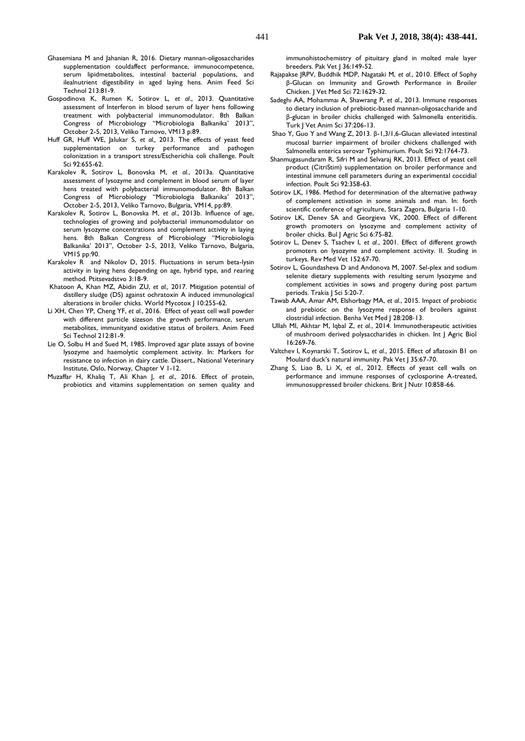Ghasemiana M and Jahanian R, 2016. Dietary mannan-oligosaccharides supplementation couldaffect performance, immunocompetence, serum lipidmetabolites, intestinal bacterial populations, and ilealnutrient digestibility in aged laying hens. Anim Feed Sci Technol 213:81-9.

Gospodinova K, Rumen K, Sotirov L, *et al*., 2013. Quantitative assessment of Interferon in blood serum of layer hens following treatment with polybacterial immunomodulator. 8th Balkan Congress of Microbiology "Microbiologia Balkanika' 2013", October 2-5, 2013, Veliko Tarnovo, VM13 p:89.

Huff GR, Huff WE, Jalukar S, *et al.,* 2013. The effects of yeast feed supplementation on turkey performance and pathogen colonization in a transport stress/Escherichia coli challenge. Poult Sci 92:655-62.

Karakolev R, Sotirov L, Bonovska M, *et al*., 2013a. Quantitative assessment of lysozyme and complement in blood serum of layer hens treated with polybacterial immunomodulator. 8th Balkan Congress of Microbiology "Microbiologia Balkanika' 2013", October 2-5, 2013, Veliko Tarnovo, Bulgaria, VM14, pp:89.

Karakolev R, Sotirov L, Bonovska M, *et al*., 2013b. Influence of age, technologies of growing and polybacterial immunomodulator on serum lysozyme concentrations and complement activity in laying hens. 8th Balkan Congress of Microbiology "Microbiologia Balkanika' 2013", October 2-5, 2013, Veliko Tarnovo, Bulgaria, VM15 pp:90.

Karakolev R and Nikolov D, 2015. Fluctuations in serum beta-lysin activity in laying hens depending on age, hybrid type, and rearing method. Ptitsevadstvo 3:18-9.

Khatoon A, Khan MZ, Abidin ZU, *et al.,* 2017. Mitigation potential of distillery sludge (DS) against ochratoxin A induced immunological alterations in broiler chicks. World Mycotox J 10:255-62.

Li XH, Chen YP, Cheng YF, *et al*., 2016. Effect of yeast cell wall powder with different particle sizeson the growth performance, serum metabolites, immunityand oxidative status of broilers. Anim Feed Sci Technol 212:81-9.

Lie O, Solbu H and Sued M, 1985. Improved agar plate assays of bovine lysozyme and haemolytic complement activity. In: Markers for resistance to infection in dairy cattle. Dissert., National Veterinary Institute, Oslo, Norway, Chapter V 1-12.

Muzaffar H, Khaliq T, Ali Khan J, *et al*., 2016. Effect of protein, probiotics and vitamins supplementation on semen quality and immunohistochemistry of pituitary gland in molted male layer breeders. Pak Vet J 36:149-52.

Rajapakse JRPV, Buddhik MDP, Nagataki M, *et al*., 2010. Effect of Sophy β-Glucan on Immunity and Growth Performance in Broiler Chicken. J Vet Med Sci 72:1629-32.

Sadeghı AA, Mohammaı A, Shawrang P, *et al*., 2013. Immune responses to dietary inclusion of prebiotic-based mannan-oligosaccharide and β-glucan in broiler chicks challenged with Salmonella enteritidis. Turk J Vet Anim Sci 37:206-13.

Shao Y, Guo Y and Wang Z, 2013. β-1,3/1,6-Glucan alleviated intestinal mucosal barrier impairment of broiler chickens challenged with Salmonella enterica serovar Typhimurium. Poult Sci 92:1764-73.

Shanmugasundaram R, Sifri M and Selvaraj RK, 2013. Effect of yeast cell product (CitriStim) supplementation on broiler performance and intestinal immune cell parameters during an experimental coccidial infection. Poult Sci 92:358-63.

Sotirov LK, 1986. Method for determination of the alternative pathway of complement activation in some animals and man. In: forth scientific conference of agriculture, Stara Zagora, Bulgaria 1-10.

Sotirov LK, Denev SA and Georgieva VK, 2000. Effect of different growth promoters on lysozyme and complement activity of broiler chicks. Bul J Agric Sci 6:75-82.

Sotirov L, Denev S, Tsachev I, *et al*., 2001. Effect of different growth promoters on lysozyme and complement activity. II. Studing in turkeys. Rev Med Vet 152:67-70.

Sotirov L, Goundasheva D and Andonova M, 2007. Sel-plex and sodium selenite dietary supplements with resulting serum lysozyme and complement activities in sows and progeny during post partum periods. Trakia J Sci 5:20-7.

Tawab AAA, Amar AM, Elshorbagy MA, *et al*., 2015. Impact of probiotic and prebiotic on the lysozyme response of broilers against clostridial infection. Benha Vet Med J 28:208-13.

Ullah MI, Akhtar M, Iqbal Z, *et al*., 2014. Immunotherapeutic activities of mushroom derived polysaccharides in chicken. Int J Agric Biol 16:269-76.

Valtchev I, Koynarski T, Sotirov L, *et al*., 2015. Effect of aflatoxin B1 on Moulard duck's natural immunity. Pak Vet J 35:67-70.

Zhang S, Liao B, Li X, *et al*., 2012. Effects of yeast cell walls on performance and immune responses of cyclosporine A-treated, immunosuppressed broiler chickens. Brit J Nutr 10:858-66.